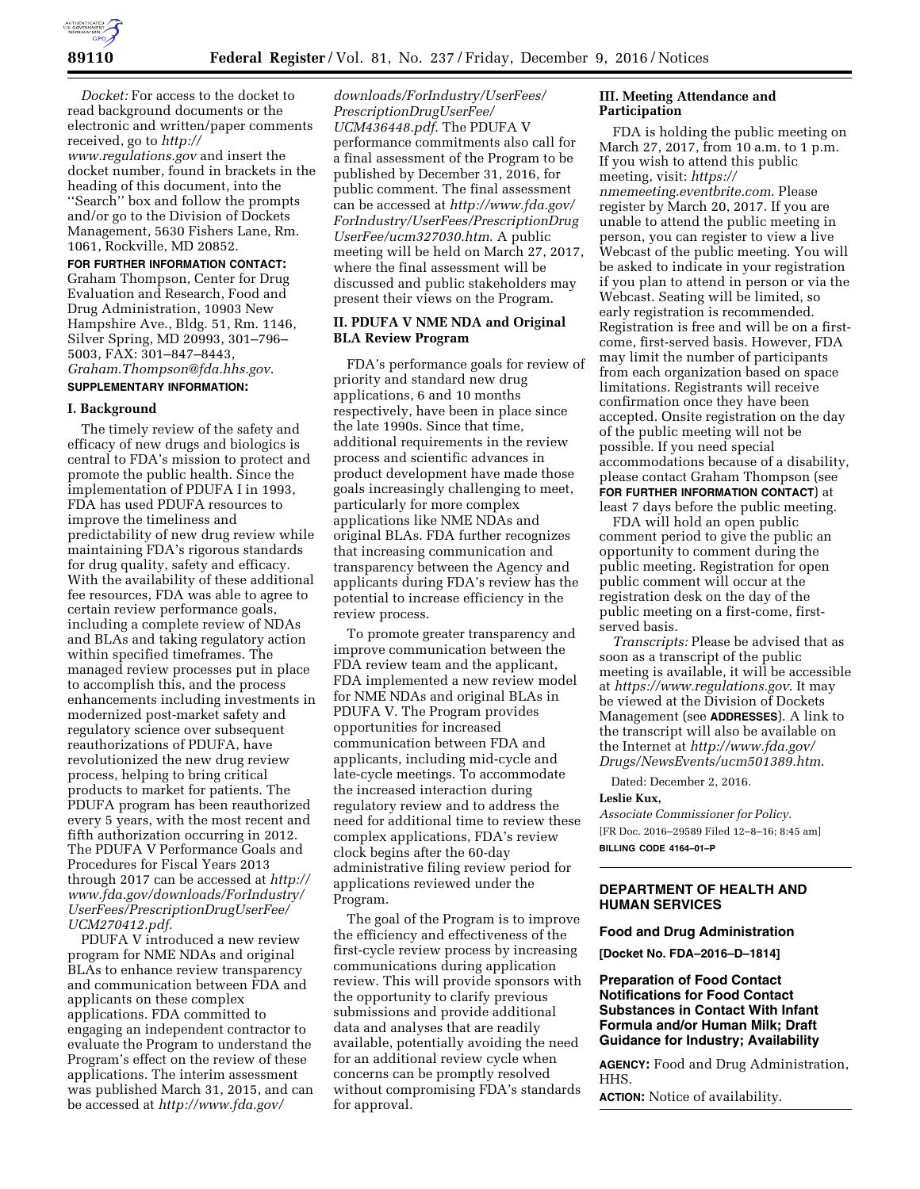*Docket:* For access to the docket to read background documents or the electronic and written/paper comments received, go to *http://www.regulations.gov* and insert the docket number, found in brackets in the heading of this document, into the ''Search'' box and follow the prompts and/or go to the Division of Dockets Management, 5630 Fishers Lane, Rm. 1061, Rockville, MD 20852.

**FOR FURTHER INFORMATION CONTACT:** Graham Thompson, Center for Drug Evaluation and Research, Food and Drug Administration, 10903 New Hampshire Ave., Bldg. 51, Rm. 1146, Silver Spring, MD 20993, 301–796–5003, FAX: 301–847–8443, *Graham.Thompson@fda.hhs.gov*.

**SUPPLEMENTARY INFORMATION:**

## I. Background

The timely review of the safety and efficacy of new drugs and biologics is central to FDA's mission to protect and promote the public health. Since the implementation of PDUFA I in 1993, FDA has used PDUFA resources to improve the timeliness and predictability of new drug review while maintaining FDA's rigorous standards for drug quality, safety and efficacy. With the availability of these additional fee resources, FDA was able to agree to certain review performance goals, including a complete review of NDAs and BLAs and taking regulatory action within specified timeframes. The managed review processes put in place to accomplish this, and the process enhancements including investments in modernized post-market safety and regulatory science over subsequent reauthorizations of PDUFA, have revolutionized the new drug review process, helping to bring critical products to market for patients. The PDUFA program has been reauthorized every 5 years, with the most recent and fifth authorization occurring in 2012. The PDUFA V Performance Goals and Procedures for Fiscal Years 2013 through 2017 can be accessed at *http://www.fda.gov/downloads/ForIndustry/UserFees/PrescriptionDrugUserFee/UCM270412.pdf*.

PDUFA V introduced a new review program for NME NDAs and original BLAs to enhance review transparency and communication between FDA and applicants on these complex applications. FDA committed to engaging an independent contractor to evaluate the Program to understand the Program's effect on the review of these applications. The interim assessment was published March 31, 2015, and can be accessed at *http://www.fda.gov/downloads/ForIndustry/UserFees/PrescriptionDrugUserFee/UCM436448.pdf*. The PDUFA V performance commitments also call for a final assessment of the Program to be published by December 31, 2016, for public comment. The final assessment can be accessed at *http://www.fda.gov/ForIndustry/UserFees/PrescriptionDrugUserFee/ucm327030.htm*. A public meeting will be held on March 27, 2017, where the final assessment will be discussed and public stakeholders may present their views on the Program.

## II. PDUFA V NME NDA and Original BLA Review Program

FDA's performance goals for review of priority and standard new drug applications, 6 and 10 months respectively, have been in place since the late 1990s. Since that time, additional requirements in the review process and scientific advances in product development have made those goals increasingly challenging to meet, particularly for more complex applications like NME NDAs and original BLAs. FDA further recognizes that increasing communication and transparency between the Agency and applicants during FDA's review has the potential to increase efficiency in the review process.

To promote greater transparency and improve communication between the FDA review team and the applicant, FDA implemented a new review model for NME NDAs and original BLAs in PDUFA V. The Program provides opportunities for increased communication between FDA and applicants, including mid-cycle and late-cycle meetings. To accommodate the increased interaction during regulatory review and to address the need for additional time to review these complex applications, FDA's review clock begins after the 60-day administrative filing review period for applications reviewed under the Program.

The goal of the Program is to improve the efficiency and effectiveness of the first-cycle review process by increasing communications during application review. This will provide sponsors with the opportunity to clarify previous submissions and provide additional data and analyses that are readily available, potentially avoiding the need for an additional review cycle when concerns can be promptly resolved without compromising FDA's standards for approval.

## III. Meeting Attendance and Participation

FDA is holding the public meeting on March 27, 2017, from 10 a.m. to 1 p.m. If you wish to attend this public meeting, visit: *https://nmemeeting.eventbrite.com*. Please register by March 20, 2017. If you are unable to attend the public meeting in person, you can register to view a live Webcast of the public meeting. You will be asked to indicate in your registration if you plan to attend in person or via the Webcast. Seating will be limited, so early registration is recommended. Registration is free and will be on a first-come, first-served basis. However, FDA may limit the number of participants from each organization based on space limitations. Registrants will receive confirmation once they have been accepted. Onsite registration on the day of the public meeting will not be possible. If you need special accommodations because of a disability, please contact Graham Thompson (see **FOR FURTHER INFORMATION CONTACT**) at least 7 days before the public meeting.

FDA will hold an open public comment period to give the public an opportunity to comment during the public meeting. Registration for open public comment will occur at the registration desk on the day of the public meeting on a first-come, first-served basis.

*Transcripts:* Please be advised that as soon as a transcript of the public meeting is available, it will be accessible at *https://www.regulations.gov*. It may be viewed at the Division of Dockets Management (see **ADDRESSES**). A link to the transcript will also be available on the Internet at *http://www.fda.gov/Drugs/NewsEvents/ucm501389.htm*.

Dated: December 2, 2016.

**Leslie Kux,**

*Associate Commissioner for Policy.*

[FR Doc. 2016–29589 Filed 12–8–16; 8:45 am]

**BILLING CODE 4164–01–P**

---

# DEPARTMENT OF HEALTH AND HUMAN SERVICES

## Food and Drug Administration

**[Docket No. FDA–2016–D–1814]**

## Preparation of Food Contact Notifications for Food Contact Substances in Contact With Infant Formula and/or Human Milk; Draft Guidance for Industry; Availability

**AGENCY:** Food and Drug Administration, HHS.

**ACTION:** Notice of availability.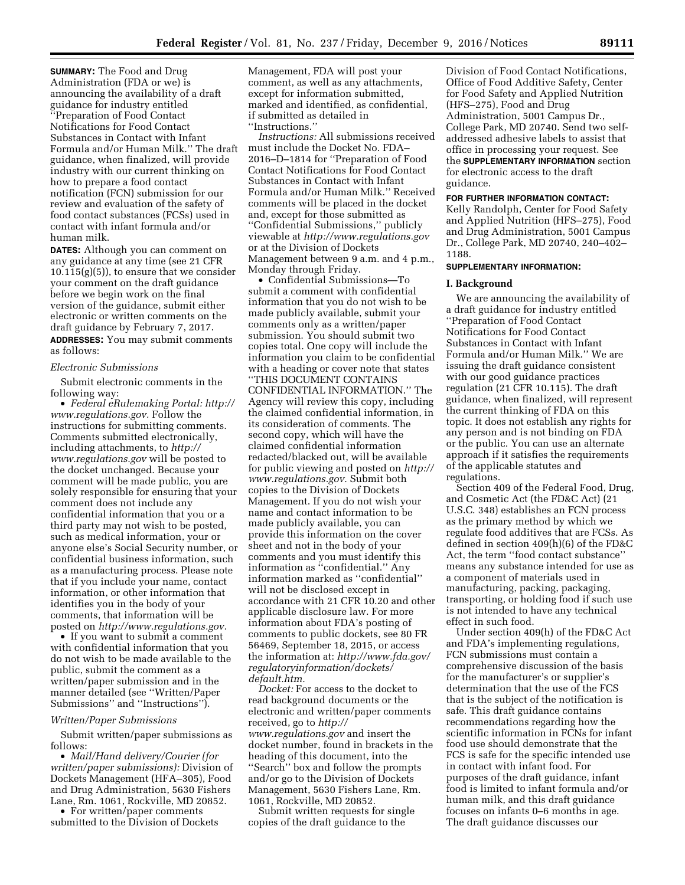**SUMMARY:** The Food and Drug Administration (FDA or we) is announcing the availability of a draft guidance for industry entitled ''Preparation of Food Contact Notifications for Food Contact Substances in Contact with Infant Formula and/or Human Milk.'' The draft guidance, when finalized, will provide industry with our current thinking on how to prepare a food contact notification (FCN) submission for our review and evaluation of the safety of food contact substances (FCSs) used in contact with infant formula and/or human milk.

**DATES:** Although you can comment on any guidance at any time (see 21 CFR 10.115(g)(5)), to ensure that we consider your comment on the draft guidance before we begin work on the final version of the guidance, submit either electronic or written comments on the draft guidance by February 7, 2017.

**ADDRESSES:** You may submit comments as follows:

*Electronic Submissions*

Submit electronic comments in the following way:

- *Federal eRulemaking Portal: http://www.regulations.gov.* Follow the instructions for submitting comments. Comments submitted electronically, including attachments, to *http://www.regulations.gov* will be posted to the docket unchanged. Because your comment will be made public, you are solely responsible for ensuring that your comment does not include any confidential information that you or a third party may not wish to be posted, such as medical information, your or anyone else's Social Security number, or confidential business information, such as a manufacturing process. Please note that if you include your name, contact information, or other information that identifies you in the body of your comments, that information will be posted on *http://www.regulations.gov.*
- If you want to submit a comment with confidential information that you do not wish to be made available to the public, submit the comment as a written/paper submission and in the manner detailed (see ''Written/Paper Submissions'' and ''Instructions'').

*Written/Paper Submissions*

Submit written/paper submissions as follows:

- *Mail/Hand delivery/Courier (for written/paper submissions):* Division of Dockets Management (HFA–305), Food and Drug Administration, 5630 Fishers Lane, Rm. 1061, Rockville, MD 20852.
- For written/paper comments submitted to the Division of Dockets Management, FDA will post your comment, as well as any attachments, except for information submitted, marked and identified, as confidential, if submitted as detailed in ''Instructions.''

*Instructions:* All submissions received must include the Docket No. FDA–2016–D–1814 for ''Preparation of Food Contact Notifications for Food Contact Substances in Contact with Infant Formula and/or Human Milk.'' Received comments will be placed in the docket and, except for those submitted as ''Confidential Submissions,'' publicly viewable at *http://www.regulations.gov* or at the Division of Dockets Management between 9 a.m. and 4 p.m., Monday through Friday.

- Confidential Submissions—To submit a comment with confidential information that you do not wish to be made publicly available, submit your comments only as a written/paper submission. You should submit two copies total. One copy will include the information you claim to be confidential with a heading or cover note that states ''THIS DOCUMENT CONTAINS CONFIDENTIAL INFORMATION.'' The Agency will review this copy, including the claimed confidential information, in its consideration of comments. The second copy, which will have the claimed confidential information redacted/blacked out, will be available for public viewing and posted on *http://www.regulations.gov.* Submit both copies to the Division of Dockets Management. If you do not wish your name and contact information to be made publicly available, you can provide this information on the cover sheet and not in the body of your comments and you must identify this information as ''confidential.'' Any information marked as ''confidential'' will not be disclosed except in accordance with 21 CFR 10.20 and other applicable disclosure law. For more information about FDA's posting of comments to public dockets, see 80 FR 56469, September 18, 2015, or access the information at: *http://www.fda.gov/regulatoryinformation/dockets/default.htm.*

*Docket:* For access to the docket to read background documents or the electronic and written/paper comments received, go to *http://www.regulations.gov* and insert the docket number, found in brackets in the heading of this document, into the ''Search'' box and follow the prompts and/or go to the Division of Dockets Management, 5630 Fishers Lane, Rm. 1061, Rockville, MD 20852.

Submit written requests for single copies of the draft guidance to the Division of Food Contact Notifications, Office of Food Additive Safety, Center for Food Safety and Applied Nutrition (HFS–275), Food and Drug Administration, 5001 Campus Dr., College Park, MD 20740. Send two self-addressed adhesive labels to assist that office in processing your request. See the **SUPPLEMENTARY INFORMATION** section for electronic access to the draft guidance.

**FOR FURTHER INFORMATION CONTACT:** Kelly Randolph, Center for Food Safety and Applied Nutrition (HFS–275), Food and Drug Administration, 5001 Campus Dr., College Park, MD 20740, 240–402–1188.

**SUPPLEMENTARY INFORMATION:**

## I. Background

We are announcing the availability of a draft guidance for industry entitled ''Preparation of Food Contact Notifications for Food Contact Substances in Contact with Infant Formula and/or Human Milk.'' We are issuing the draft guidance consistent with our good guidance practices regulation (21 CFR 10.115). The draft guidance, when finalized, will represent the current thinking of FDA on this topic. It does not establish any rights for any person and is not binding on FDA or the public. You can use an alternate approach if it satisfies the requirements of the applicable statutes and regulations.

Section 409 of the Federal Food, Drug, and Cosmetic Act (the FD&C Act) (21 U.S.C. 348) establishes an FCN process as the primary method by which we regulate food additives that are FCSs. As defined in section 409(h)(6) of the FD&C Act, the term ''food contact substance'' means any substance intended for use as a component of materials used in manufacturing, packing, packaging, transporting, or holding food if such use is not intended to have any technical effect in such food.

Under section 409(h) of the FD&C Act and FDA's implementing regulations, FCN submissions must contain a comprehensive discussion of the basis for the manufacturer's or supplier's determination that the use of the FCS that is the subject of the notification is safe. This draft guidance contains recommendations regarding how the scientific information in FCNs for infant food use should demonstrate that the FCS is safe for the specific intended use in contact with infant food. For purposes of the draft guidance, infant food is limited to infant formula and/or human milk, and this draft guidance focuses on infants 0–6 months in age. The draft guidance discusses our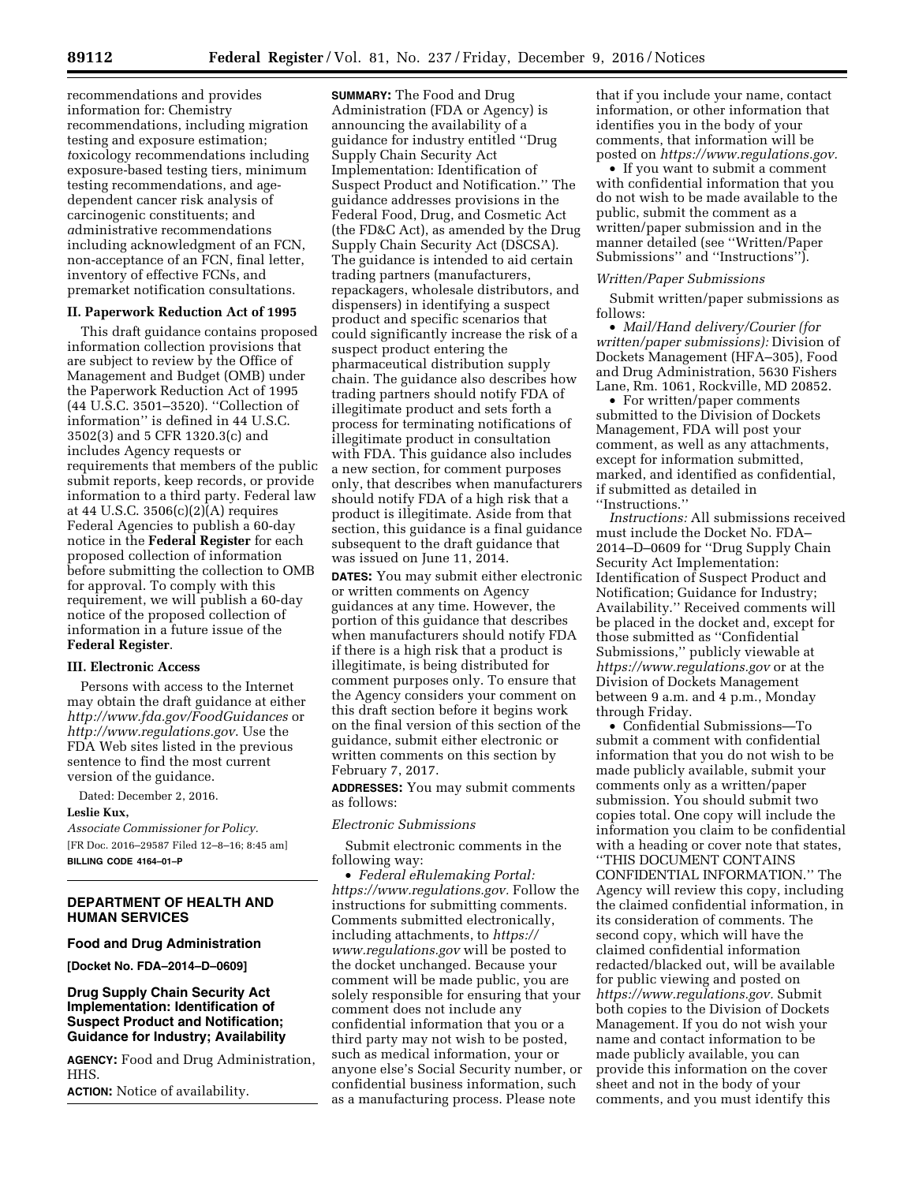recommendations and provides information for: Chemistry recommendations, including migration testing and exposure estimation; *t*oxicology recommendations including exposure-based testing tiers, minimum testing recommendations, and age-dependent cancer risk analysis of carcinogenic constituents; and *a*dministrative recommendations including acknowledgment of an FCN, non-acceptance of an FCN, final letter, inventory of effective FCNs, and premarket notification consultations.

## II. Paperwork Reduction Act of 1995

This draft guidance contains proposed information collection provisions that are subject to review by the Office of Management and Budget (OMB) under the Paperwork Reduction Act of 1995 (44 U.S.C. 3501–3520). ''Collection of information'' is defined in 44 U.S.C. 3502(3) and 5 CFR 1320.3(c) and includes Agency requests or requirements that members of the public submit reports, keep records, or provide information to a third party. Federal law at 44 U.S.C. 3506(c)(2)(A) requires Federal Agencies to publish a 60-day notice in the **Federal Register** for each proposed collection of information before submitting the collection to OMB for approval. To comply with this requirement, we will publish a 60-day notice of the proposed collection of information in a future issue of the **Federal Register**.

## III. Electronic Access

Persons with access to the Internet may obtain the draft guidance at either *http://www.fda.gov/FoodGuidances* or *http://www.regulations.gov*. Use the FDA Web sites listed in the previous sentence to find the most current version of the guidance.

Dated: December 2, 2016.

**Leslie Kux,**

*Associate Commissioner for Policy.*

[FR Doc. 2016–29587 Filed 12–8–16; 8:45 am]

**BILLING CODE 4164–01–P**

---

# DEPARTMENT OF HEALTH AND HUMAN SERVICES

## Food and Drug Administration

**[Docket No. FDA–2014–D–0609]**

## Drug Supply Chain Security Act Implementation: Identification of Suspect Product and Notification; Guidance for Industry; Availability

**AGENCY:** Food and Drug Administration, HHS.

**ACTION:** Notice of availability.

**SUMMARY:** The Food and Drug Administration (FDA or Agency) is announcing the availability of a guidance for industry entitled ''Drug Supply Chain Security Act Implementation: Identification of Suspect Product and Notification.'' The guidance addresses provisions in the Federal Food, Drug, and Cosmetic Act (the FD&C Act), as amended by the Drug Supply Chain Security Act (DSCSA). The guidance is intended to aid certain trading partners (manufacturers, repackagers, wholesale distributors, and dispensers) in identifying a suspect product and specific scenarios that could significantly increase the risk of a suspect product entering the pharmaceutical distribution supply chain. The guidance also describes how trading partners should notify FDA of illegitimate product and sets forth a process for terminating notifications of illegitimate product in consultation with FDA. This guidance also includes a new section, for comment purposes only, that describes when manufacturers should notify FDA of a high risk that a product is illegitimate. Aside from that section, this guidance is a final guidance subsequent to the draft guidance that was issued on June 11, 2014.

**DATES:** You may submit either electronic or written comments on Agency guidances at any time. However, the portion of this guidance that describes when manufacturers should notify FDA if there is a high risk that a product is illegitimate, is being distributed for comment purposes only. To ensure that the Agency considers your comment on this draft section before it begins work on the final version of this section of the guidance, submit either electronic or written comments on this section by February 7, 2017.

**ADDRESSES:** You may submit comments as follows:

*Electronic Submissions*

Submit electronic comments in the following way:

- *Federal eRulemaking Portal: https://www.regulations.gov.* Follow the instructions for submitting comments. Comments submitted electronically, including attachments, to *https://www.regulations.gov* will be posted to the docket unchanged. Because your comment will be made public, you are solely responsible for ensuring that your comment does not include any confidential information that you or a third party may not wish to be posted, such as medical information, your or anyone else's Social Security number, or confidential business information, such as a manufacturing process. Please note that if you include your name, contact information, or other information that identifies you in the body of your comments, that information will be posted on *https://www.regulations.gov.*
- If you want to submit a comment with confidential information that you do not wish to be made available to the public, submit the comment as a written/paper submission and in the manner detailed (see ''Written/Paper Submissions'' and ''Instructions'').

*Written/Paper Submissions*

Submit written/paper submissions as follows:

- *Mail/Hand delivery/Courier (for written/paper submissions):* Division of Dockets Management (HFA–305), Food and Drug Administration, 5630 Fishers Lane, Rm. 1061, Rockville, MD 20852.
- For written/paper comments submitted to the Division of Dockets Management, FDA will post your comment, as well as any attachments, except for information submitted, marked, and identified as confidential, if submitted as detailed in ''Instructions.''

*Instructions:* All submissions received must include the Docket No. FDA–2014–D–0609 for ''Drug Supply Chain Security Act Implementation: Identification of Suspect Product and Notification; Guidance for Industry; Availability.'' Received comments will be placed in the docket and, except for those submitted as ''Confidential Submissions,'' publicly viewable at *https://www.regulations.gov* or at the Division of Dockets Management between 9 a.m. and 4 p.m., Monday through Friday.

- Confidential Submissions—To submit a comment with confidential information that you do not wish to be made publicly available, submit your comments only as a written/paper submission. You should submit two copies total. One copy will include the information you claim to be confidential with a heading or cover note that states, ''THIS DOCUMENT CONTAINS CONFIDENTIAL INFORMATION.'' The Agency will review this copy, including the claimed confidential information, in its consideration of comments. The second copy, which will have the claimed confidential information redacted/blacked out, will be available for public viewing and posted on *https://www.regulations.gov.* Submit both copies to the Division of Dockets Management. If you do not wish your name and contact information to be made publicly available, you can provide this information on the cover sheet and not in the body of your comments, and you must identify this